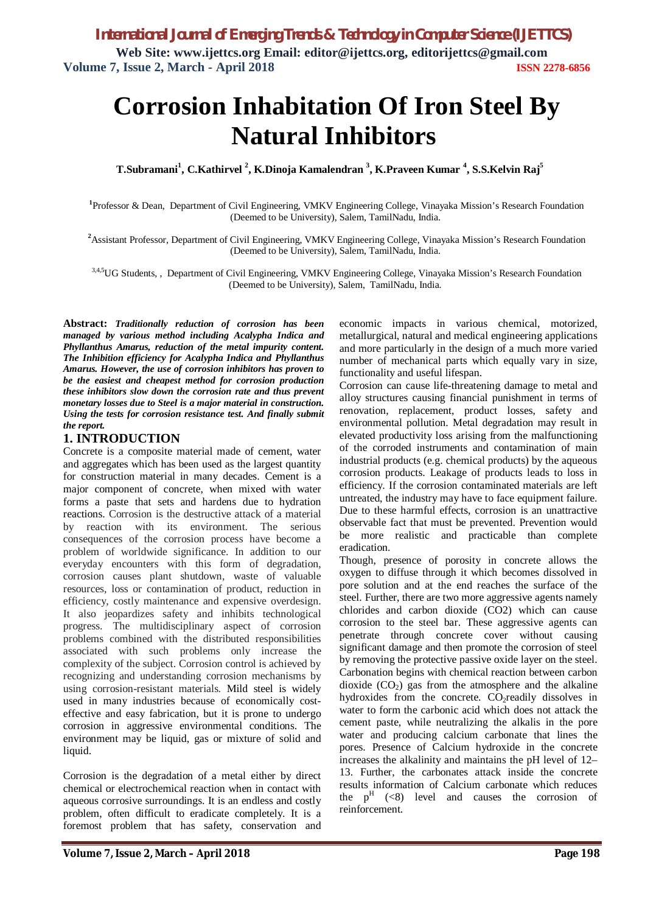# Corrosion Inhabitation Of Iron Steel By Natural Inhibitors

**T.Subramani[1], C.Kathirvel [2], K.Dinoja Kamalendran [3], K.Praveen Kumar [4], S.S.Kelvin Raj[5]**

[1]Professor & Dean, Department of Civil Engineering, VMKV Engineering College, Vinayaka Mission's Research Foundation (Deemed to be University), Salem, TamilNadu, India.

[2]Assistant Professor, Department of Civil Engineering, VMKV Engineering College, Vinayaka Mission's Research Foundation (Deemed to be University), Salem, TamilNadu, India.

[3,4,5]UG Students, , Department of Civil Engineering, VMKV Engineering College, Vinayaka Mission's Research Foundation (Deemed to be University), Salem, TamilNadu, India.

**Abstract:** ***Traditionally reduction of corrosion has been managed by various method including Acalypha Indica and Phyllanthus Amarus, reduction of the metal impurity content. The Inhibition efficiency for Acalypha Indica and Phyllanthus Amarus. However, the use of corrosion inhibitors has proven to be the easiest and cheapest method for corrosion production these inhibitors slow down the corrosion rate and thus prevent monetary losses due to Steel is a major material in construction. Using the tests for corrosion resistance test. And finally submit the report.***

## 1. INTRODUCTION

Concrete is a composite material made of cement, water and aggregates which has been used as the largest quantity for construction material in many decades. Cement is a major component of concrete, when mixed with water forms a paste that sets and hardens due to hydration reactions. Corrosion is the destructive attack of a material by reaction with its environment. The serious consequences of the corrosion process have become a problem of worldwide significance. In addition to our everyday encounters with this form of degradation, corrosion causes plant shutdown, waste of valuable resources, loss or contamination of product, reduction in efficiency, costly maintenance and expensive overdesign. It also jeopardizes safety and inhibits technological progress. The multidisciplinary aspect of corrosion problems combined with the distributed responsibilities associated with such problems only increase the complexity of the subject. Corrosion control is achieved by recognizing and understanding corrosion mechanisms by using corrosion-resistant materials. Mild steel is widely used in many industries because of economically cost-effective and easy fabrication, but it is prone to undergo corrosion in aggressive environmental conditions. The environment may be liquid, gas or mixture of solid and liquid.

Corrosion is the degradation of a metal either by direct chemical or electrochemical reaction when in contact with aqueous corrosive surroundings. It is an endless and costly problem, often difficult to eradicate completely. It is a foremost problem that has safety, conservation and economic impacts in various chemical, motorized, metallurgical, natural and medical engineering applications and more particularly in the design of a much more varied number of mechanical parts which equally vary in size, functionality and useful lifespan.

Corrosion can cause life-threatening damage to metal and alloy structures causing financial punishment in terms of renovation, replacement, product losses, safety and environmental pollution. Metal degradation may result in elevated productivity loss arising from the malfunctioning of the corroded instruments and contamination of main industrial products (e.g. chemical products) by the aqueous corrosion products. Leakage of products leads to loss in efficiency. If the corrosion contaminated materials are left untreated, the industry may have to face equipment failure. Due to these harmful effects, corrosion is an unattractive observable fact that must be prevented. Prevention would be more realistic and practicable than complete eradication.

Though, presence of porosity in concrete allows the oxygen to diffuse through it which becomes dissolved in pore solution and at the end reaches the surface of the steel. Further, there are two more aggressive agents namely chlorides and carbon dioxide (CO2) which can cause corrosion to the steel bar. These aggressive agents can penetrate through concrete cover without causing significant damage and then promote the corrosion of steel by removing the protective passive oxide layer on the steel. Carbonation begins with chemical reaction between carbon dioxide ($CO_2$) gas from the atmosphere and the alkaline hydroxides from the concrete. $CO_2$readily dissolves in water to form the carbonic acid which does not attack the cement paste, while neutralizing the alkalis in the pore water and producing calcium carbonate that lines the pores. Presence of Calcium hydroxide in the concrete increases the alkalinity and maintains the pH level of 12–13. Further, the carbonates attack inside the concrete results information of Calcium carbonate which reduces the $p^H$ (<8) level and causes the corrosion of reinforcement.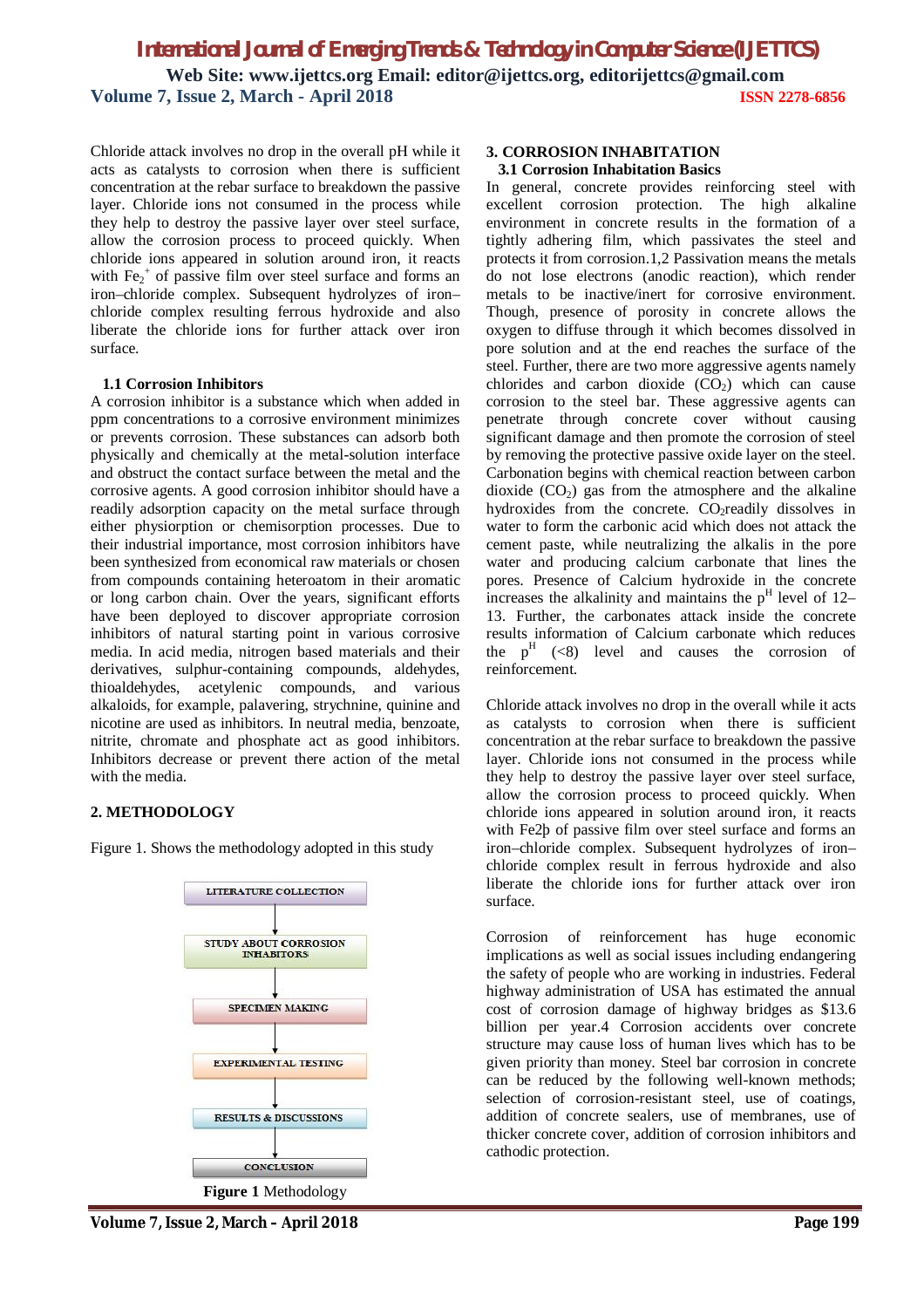Chloride attack involves no drop in the overall pH while it acts as catalysts to corrosion when there is sufficient concentration at the rebar surface to breakdown the passive layer. Chloride ions not consumed in the process while they help to destroy the passive layer over steel surface, allow the corrosion process to proceed quickly. When chloride ions appeared in solution around iron, it reacts with $Fe_2^+$ of passive film over steel surface and forms an iron–chloride complex. Subsequent hydrolyzes of iron–chloride complex resulting ferrous hydroxide and also liberate the chloride ions for further attack over iron surface.

### 1.1 Corrosion Inhibitors

A corrosion inhibitor is a substance which when added in ppm concentrations to a corrosive environment minimizes or prevents corrosion. These substances can adsorb both physically and chemically at the metal-solution interface and obstruct the contact surface between the metal and the corrosive agents. A good corrosion inhibitor should have a readily adsorption capacity on the metal surface through either physiorption or chemisorption processes. Due to their industrial importance, most corrosion inhibitors have been synthesized from economical raw materials or chosen from compounds containing heteroatom in their aromatic or long carbon chain. Over the years, significant efforts have been deployed to discover appropriate corrosion inhibitors of natural starting point in various corrosive media. In acid media, nitrogen based materials and their derivatives, sulphur-containing compounds, aldehydes, thioaldehydes, acetylenic compounds, and various alkaloids, for example, palavering, strychnine, quinine and nicotine are used as inhibitors. In neutral media, benzoate, nitrite, chromate and phosphate act as good inhibitors. Inhibitors decrease or prevent there action of the metal with the media.

## 2. METHODOLOGY

Figure 1. Shows the methodology adopted in this study

LITERATURE COLLECTION

STUDY ABOUT CORROSION INHABITORS

SPECIMEN MAKING

EXPERIMENTAL TESTING

RESULTS & DISCUSSIONS

CONCLUSION

**Figure 1** Methodology

## 3. CORROSION INHABITATION

### 3.1 Corrosion Inhabitation Basics

In general, concrete provides reinforcing steel with excellent corrosion protection. The high alkaline environment in concrete results in the formation of a tightly adhering film, which passivates the steel and protects it from corrosion.1,2 Passivation means the metals do not lose electrons (anodic reaction), which render metals to be inactive/inert for corrosive environment. Though, presence of porosity in concrete allows the oxygen to diffuse through it which becomes dissolved in pore solution and at the end reaches the surface of the steel. Further, there are two more aggressive agents namely chlorides and carbon dioxide ($CO_2$) which can cause corrosion to the steel bar. These aggressive agents can penetrate through concrete cover without causing significant damage and then promote the corrosion of steel by removing the protective passive oxide layer on the steel. Carbonation begins with chemical reaction between carbon dioxide ($CO_2$) gas from the atmosphere and the alkaline hydroxides from the concrete. $CO_2$readily dissolves in water to form the carbonic acid which does not attack the cement paste, while neutralizing the alkalis in the pore water and producing calcium carbonate that lines the pores. Presence of Calcium hydroxide in the concrete increases the alkalinity and maintains the $p^H$ level of 12–13. Further, the carbonates attack inside the concrete results information of Calcium carbonate which reduces the $p^H$ (<8) level and causes the corrosion of reinforcement.

Chloride attack involves no drop in the overall while it acts as catalysts to corrosion when there is sufficient concentration at the rebar surface to breakdown the passive layer. Chloride ions not consumed in the process while they help to destroy the passive layer over steel surface, allow the corrosion process to proceed quickly. When chloride ions appeared in solution around iron, it reacts with Fe2þ of passive film over steel surface and forms an iron–chloride complex. Subsequent hydrolyzes of iron–chloride complex result in ferrous hydroxide and also liberate the chloride ions for further attack over iron surface.

Corrosion of reinforcement has huge economic implications as well as social issues including endangering the safety of people who are working in industries. Federal highway administration of USA has estimated the annual cost of corrosion damage of highway bridges as $13.6 billion per year.4 Corrosion accidents over concrete structure may cause loss of human lives which has to be given priority than money. Steel bar corrosion in concrete can be reduced by the following well-known methods; selection of corrosion-resistant steel, use of coatings, addition of concrete sealers, use of membranes, use of thicker concrete cover, addition of corrosion inhibitors and cathodic protection.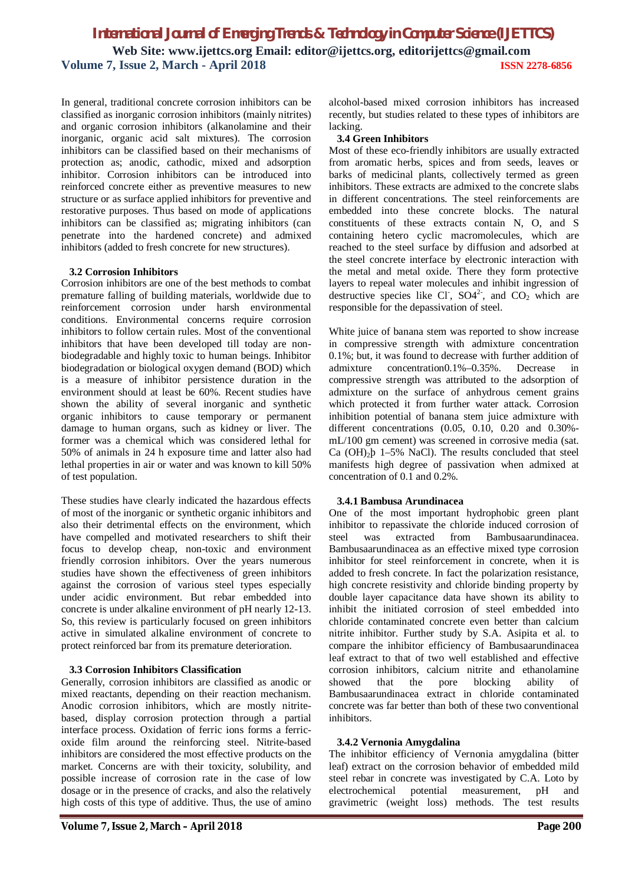In general, traditional concrete corrosion inhibitors can be classified as inorganic corrosion inhibitors (mainly nitrites) and organic corrosion inhibitors (alkanolamine and their inorganic, organic acid salt mixtures). The corrosion inhibitors can be classified based on their mechanisms of protection as; anodic, cathodic, mixed and adsorption inhibitor. Corrosion inhibitors can be introduced into reinforced concrete either as preventive measures to new structure or as surface applied inhibitors for preventive and restorative purposes. Thus based on mode of applications inhibitors can be classified as; migrating inhibitors (can penetrate into the hardened concrete) and admixed inhibitors (added to fresh concrete for new structures).

### 3.2 Corrosion Inhibitors

Corrosion inhibitors are one of the best methods to combat premature falling of building materials, worldwide due to reinforcement corrosion under harsh environmental conditions. Environmental concerns require corrosion inhibitors to follow certain rules. Most of the conventional inhibitors that have been developed till today are non-biodegradable and highly toxic to human beings. Inhibitor biodegradation or biological oxygen demand (BOD) which is a measure of inhibitor persistence duration in the environment should at least be 60%. Recent studies have shown the ability of several inorganic and synthetic organic inhibitors to cause temporary or permanent damage to human organs, such as kidney or liver. The former was a chemical which was considered lethal for 50% of animals in 24 h exposure time and latter also had lethal properties in air or water and was known to kill 50% of test population.

These studies have clearly indicated the hazardous effects of most of the inorganic or synthetic organic inhibitors and also their detrimental effects on the environment, which have compelled and motivated researchers to shift their focus to develop cheap, non-toxic and environment friendly corrosion inhibitors. Over the years numerous studies have shown the effectiveness of green inhibitors against the corrosion of various steel types especially under acidic environment. But rebar embedded into concrete is under alkaline environment of pH nearly 12-13. So, this review is particularly focused on green inhibitors active in simulated alkaline environment of concrete to protect reinforced bar from its premature deterioration.

### 3.3 Corrosion Inhibitors Classification

Generally, corrosion inhibitors are classified as anodic or mixed reactants, depending on their reaction mechanism. Anodic corrosion inhibitors, which are mostly nitrite-based, display corrosion protection through a partial interface process. Oxidation of ferric ions forms a ferric-oxide film around the reinforcing steel. Nitrite-based inhibitors are considered the most effective products on the market. Concerns are with their toxicity, solubility, and possible increase of corrosion rate in the case of low dosage or in the presence of cracks, and also the relatively high costs of this type of additive. Thus, the use of amino alcohol-based mixed corrosion inhibitors has increased recently, but studies related to these types of inhibitors are lacking.

### 3.4 Green Inhibitors

Most of these eco-friendly inhibitors are usually extracted from aromatic herbs, spices and from seeds, leaves or barks of medicinal plants, collectively termed as green inhibitors. These extracts are admixed to the concrete slabs in different concentrations. The steel reinforcements are embedded into these concrete blocks. The natural constituents of these extracts contain N, O, and S containing hetero cyclic macromolecules, which are reached to the steel surface by diffusion and adsorbed at the steel concrete interface by electronic interaction with the metal and metal oxide. There they form protective layers to repeal water molecules and inhibit ingression of destructive species like $Cl^-$, $SO4^{2-}$, and $CO_2$ which are responsible for the depassivation of steel.

White juice of banana stem was reported to show increase in compressive strength with admixture concentration 0.1%; but, it was found to decrease with further addition of admixture concentration0.1%–0.35%. Decrease in compressive strength was attributed to the adsorption of admixture on the surface of anhydrous cement grains which protected it from further water attack. Corrosion inhibition potential of banana stem juice admixture with different concentrations (0.05, 0.10, 0.20 and 0.30%-mL/100 gm cement) was screened in corrosive media (sat. $Ca(OH)_2$þ 1–5% NaCl). The results concluded that steel manifests high degree of passivation when admixed at concentration of 0.1 and 0.2%.

#### 3.4.1 Bambusa Arundinacea

One of the most important hydrophobic green plant inhibitor to repassivate the chloride induced corrosion of steel was extracted from Bambusaarundinacea. Bambusaarundinacea as an effective mixed type corrosion inhibitor for steel reinforcement in concrete, when it is added to fresh concrete. In fact the polarization resistance, high concrete resistivity and chloride binding property by double layer capacitance data have shown its ability to inhibit the initiated corrosion of steel embedded into chloride contaminated concrete even better than calcium nitrite inhibitor. Further study by S.A. Asipita et al. to compare the inhibitor efficiency of Bambusaarundinacea leaf extract to that of two well established and effective corrosion inhibitors, calcium nitrite and ethanolamine showed that the pore blocking ability of Bambusaarundinacea extract in chloride contaminated concrete was far better than both of these two conventional inhibitors.

#### 3.4.2 Vernonia Amygdalina

The inhibitor efficiency of Vernonia amygdalina (bitter leaf) extract on the corrosion behavior of embedded mild steel rebar in concrete was investigated by C.A. Loto by electrochemical potential measurement, pH and gravimetric (weight loss) methods. The test results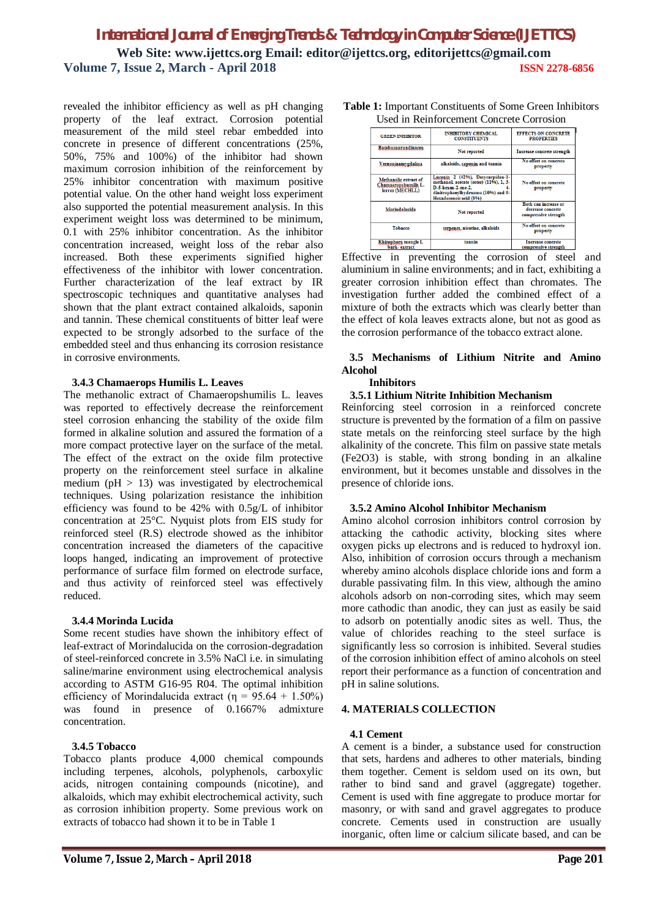revealed the inhibitor efficiency as well as pH changing property of the leaf extract. Corrosion potential measurement of the mild steel rebar embedded into concrete in presence of different concentrations (25%, 50%, 75% and 100%) of the inhibitor had shown maximum corrosion inhibition of the reinforcement by 25% inhibitor concentration with maximum positive potential value. On the other hand weight loss experiment also supported the potential measurement analysis. In this experiment weight loss was determined to be minimum, 0.1 with 25% inhibitor concentration. As the inhibitor concentration increased, weight loss of the rebar also increased. Both these experiments signified higher effectiveness of the inhibitor with lower concentration. Further characterization of the leaf extract by IR spectroscopic techniques and quantitative analyses had shown that the plant extract contained alkaloids, saponin and tannin. These chemical constituents of bitter leaf were expected to be strongly adsorbed to the surface of the embedded steel and thus enhancing its corrosion resistance in corrosive environments.

### 3.4.3 Chamaerops Humilis L. Leaves

The methanolic extract of Chamaeropshumilis L. leaves was reported to effectively decrease the reinforcement steel corrosion enhancing the stability of the oxide film formed in alkaline solution and assured the formation of a more compact protective layer on the surface of the metal. The effect of the extract on the oxide film protective property on the reinforcement steel surface in alkaline medium (pH > 13) was investigated by electrochemical techniques. Using polarization resistance the inhibition efficiency was found to be 42% with 0.5g/L of inhibitor concentration at 25°C. Nyquist plots from EIS study for reinforced steel (R.S) electrode showed as the inhibitor concentration increased the diameters of the capacitive loops hanged, indicating an improvement of protective performance of surface film formed on electrode surface, and thus activity of reinforced steel was effectively reduced.

### 3.4.4 Morinda Lucida

Some recent studies have shown the inhibitory effect of leaf-extract of Morindalucida on the corrosion-degradation of steel-reinforced concrete in 3.5% NaCl i.e. in simulating saline/marine environment using electrochemical analysis according to ASTM G16-95 R04. The optimal inhibition efficiency of Morindalucida extract ($\eta$ = 95.64 + 1.50%) was found in presence of 0.1667% admixture concentration.

### 3.4.5 Tobacco

Tobacco plants produce 4,000 chemical compounds including terpenes, alcohols, polyphenols, carboxylic acids, nitrogen containing compounds (nicotine), and alkaloids, which may exhibit electrochemical activity, such as corrosion inhibition property. Some previous work on extracts of tobacco had shown it to be in Table 1

**Table 1:** Important Constituents of Some Green Inhibitors Used in Reinforcement Concrete Corrosion

| GREEN INHIBITOR | INHIBITORY CHEMICAL CONSTITUENTS | EFFECTS ON CONCRETE PROPERTIES |
|---|---|---|
| Bambusaarundinacea | Not reported | Increase concrete strength |
| Vernoniaamygdalina | alkaloids, saponin and tannin | No effect on concrete property |
| Methanolic extract of Chamaeropshumilis L. leaves (MECHLL) | Lucenin 2 (42%), Dasycarpidan-1-methanol, acetate (ester) (11%), 1, 3-D-5-hexan-2-one-2, 4-dinitrophenylhydrazone (10%) and 9-Hexadecenoic acid (8%) | No effect on concrete property |
| Morindalucida | Not reported | Both can increase or decrease concrete compressive strength |
| Tobacco | terpenes, nicotine, alkaloids | No effect on concrete property |
| Rhizophora mangle L bark- extract | tannin | Increase concrete compressive strength |

Effective in preventing the corrosion of steel and aluminium in saline environments; and in fact, exhibiting a greater corrosion inhibition effect than chromates. The investigation further added the combined effect of a mixture of both the extracts which was clearly better than the effect of kola leaves extracts alone, but not as good as the corrosion performance of the tobacco extract alone.

## 3.5 Mechanisms of Lithium Nitrite and Amino Alcohol Inhibitors

### 3.5.1 Lithium Nitrite Inhibition Mechanism

Reinforcing steel corrosion in a reinforced concrete structure is prevented by the formation of a film on passive state metals on the reinforcing steel surface by the high alkalinity of the concrete. This film on passive state metals ($Fe_2O_3$) is stable, with strong bonding in an alkaline environment, but it becomes unstable and dissolves in the presence of chloride ions.

### 3.5.2 Amino Alcohol Inhibitor Mechanism

Amino alcohol corrosion inhibitors control corrosion by attacking the cathodic activity, blocking sites where oxygen picks up electrons and is reduced to hydroxyl ion. Also, inhibition of corrosion occurs through a mechanism whereby amino alcohols displace chloride ions and form a durable passivating film. In this view, although the amino alcohols adsorb on non-corroding sites, which may seem more cathodic than anodic, they can just as easily be said to adsorb on potentially anodic sites as well. Thus, the value of chlorides reaching to the steel surface is significantly less so corrosion is inhibited. Several studies of the corrosion inhibition effect of amino alcohols on steel report their performance as a function of concentration and pH in saline solutions.

# 4. MATERIALS COLLECTION

## 4.1 Cement

A cement is a binder, a substance used for construction that sets, hardens and adheres to other materials, binding them together. Cement is seldom used on its own, but rather to bind sand and gravel (aggregate) together. Cement is used with fine aggregate to produce mortar for masonry, or with sand and gravel aggregates to produce concrete. Cements used in construction are usually inorganic, often lime or calcium silicate based, and can be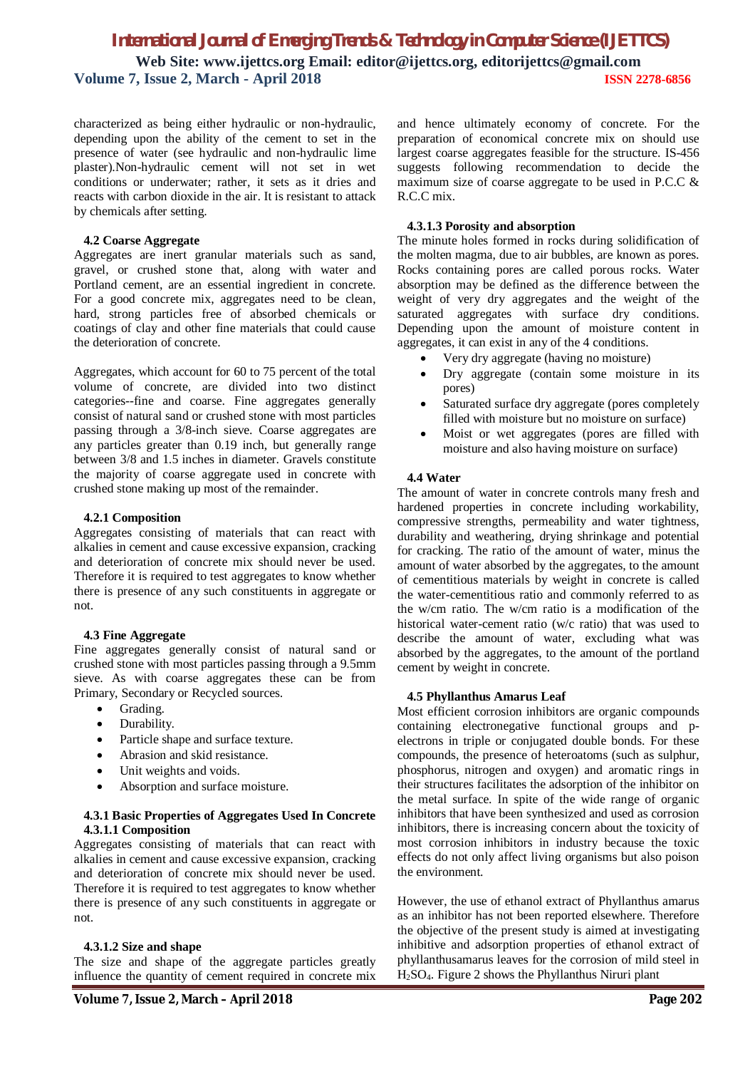characterized as being either hydraulic or non-hydraulic, depending upon the ability of the cement to set in the presence of water (see hydraulic and non-hydraulic lime plaster).Non-hydraulic cement will not set in wet conditions or underwater; rather, it sets as it dries and reacts with carbon dioxide in the air. It is resistant to attack by chemicals after setting.

### 4.2 Coarse Aggregate

Aggregates are inert granular materials such as sand, gravel, or crushed stone that, along with water and Portland cement, are an essential ingredient in concrete. For a good concrete mix, aggregates need to be clean, hard, strong particles free of absorbed chemicals or coatings of clay and other fine materials that could cause the deterioration of concrete.

Aggregates, which account for 60 to 75 percent of the total volume of concrete, are divided into two distinct categories--fine and coarse. Fine aggregates generally consist of natural sand or crushed stone with most particles passing through a 3/8-inch sieve. Coarse aggregates are any particles greater than 0.19 inch, but generally range between 3/8 and 1.5 inches in diameter. Gravels constitute the majority of coarse aggregate used in concrete with crushed stone making up most of the remainder.

#### 4.2.1 Composition

Aggregates consisting of materials that can react with alkalies in cement and cause excessive expansion, cracking and deterioration of concrete mix should never be used. Therefore it is required to test aggregates to know whether there is presence of any such constituents in aggregate or not.

### 4.3 Fine Aggregate

Fine aggregates generally consist of natural sand or crushed stone with most particles passing through a 9.5mm sieve. As with coarse aggregates these can be from Primary, Secondary or Recycled sources.

- Grading.
- Durability.
- Particle shape and surface texture.
- Abrasion and skid resistance.
- Unit weights and voids.
- Absorption and surface moisture.

#### 4.3.1 Basic Properties of Aggregates Used In Concrete

##### 4.3.1.1 Composition

Aggregates consisting of materials that can react with alkalies in cement and cause excessive expansion, cracking and deterioration of concrete mix should never be used. Therefore it is required to test aggregates to know whether there is presence of any such constituents in aggregate or not.

##### 4.3.1.2 Size and shape

The size and shape of the aggregate particles greatly influence the quantity of cement required in concrete mix and hence ultimately economy of concrete. For the preparation of economical concrete mix on should use largest coarse aggregates feasible for the structure. IS-456 suggests following recommendation to decide the maximum size of coarse aggregate to be used in P.C.C & R.C.C mix.

##### 4.3.1.3 Porosity and absorption

The minute holes formed in rocks during solidification of the molten magma, due to air bubbles, are known as pores. Rocks containing pores are called porous rocks. Water absorption may be defined as the difference between the weight of very dry aggregates and the weight of the saturated aggregates with surface dry conditions. Depending upon the amount of moisture content in aggregates, it can exist in any of the 4 conditions.

- Very dry aggregate (having no moisture)
- Dry aggregate (contain some moisture in its pores)
- Saturated surface dry aggregate (pores completely filled with moisture but no moisture on surface)
- Moist or wet aggregates (pores are filled with moisture and also having moisture on surface)

### 4.4 Water

The amount of water in concrete controls many fresh and hardened properties in concrete including workability, compressive strengths, permeability and water tightness, durability and weathering, drying shrinkage and potential for cracking. The ratio of the amount of water, minus the amount of water absorbed by the aggregates, to the amount of cementitious materials by weight in concrete is called the water-cementitious ratio and commonly referred to as the w/cm ratio. The w/cm ratio is a modification of the historical water-cement ratio (w/c ratio) that was used to describe the amount of water, excluding what was absorbed by the aggregates, to the amount of the portland cement by weight in concrete.

### 4.5 Phyllanthus Amarus Leaf

Most efficient corrosion inhibitors are organic compounds containing electronegative functional groups and p-electrons in triple or conjugated double bonds. For these compounds, the presence of heteroatoms (such as sulphur, phosphorus, nitrogen and oxygen) and aromatic rings in their structures facilitates the adsorption of the inhibitor on the metal surface. In spite of the wide range of organic inhibitors that have been synthesized and used as corrosion inhibitors, there is increasing concern about the toxicity of most corrosion inhibitors in industry because the toxic effects do not only affect living organisms but also poison the environment.

However, the use of ethanol extract of Phyllanthus amarus as an inhibitor has not been reported elsewhere. Therefore the objective of the present study is aimed at investigating inhibitive and adsorption properties of ethanol extract of phyllanthusamarus leaves for the corrosion of mild steel in $H_2SO_4$. Figure 2 shows the Phyllanthus Niruri plant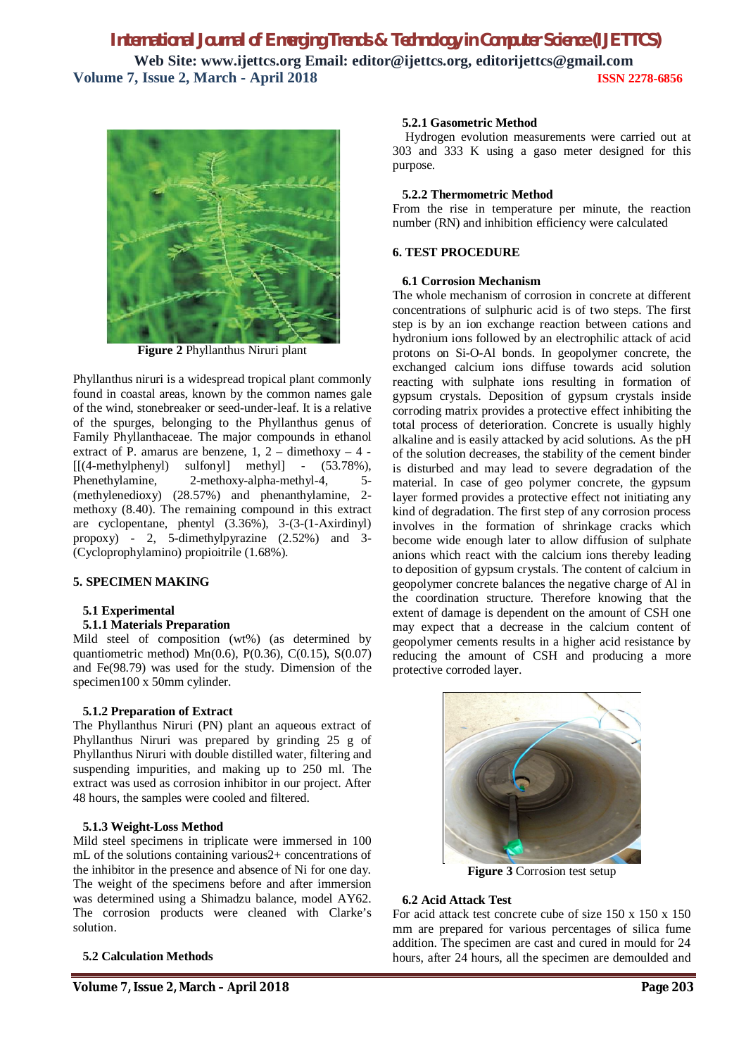**Figure 2** Phyllanthus Niruri plant

Phyllanthus niruri is a widespread tropical plant commonly found in coastal areas, known by the common names gale of the wind, stonebreaker or seed-under-leaf. It is a relative of the spurges, belonging to the Phyllanthus genus of Family Phyllanthaceae. The major compounds in ethanol extract of P. amarus are benzene, 1, 2 – dimethoxy – 4 - [[(4-methylphenyl) sulfonyl] methyl] - (53.78%), Phenethylamine, 2-methoxy-alpha-methyl-4, 5-(methylenedioxy) (28.57%) and phenanthylamine, 2-methoxy (8.40). The remaining compound in this extract are cyclopentane, phentyl (3.36%), 3-(3-(1-Axirdinyl) propoxy) - 2, 5-dimethylpyrazine (2.52%) and 3-(Cycloprophylamino) propioitrile (1.68%).

## 5. SPECIMEN MAKING

### 5.1 Experimental

#### 5.1.1 Materials Preparation

Mild steel of composition (wt%) (as determined by quantiometric method) Mn(0.6), P(0.36), C(0.15), S(0.07) and Fe(98.79) was used for the study. Dimension of the specimen100 x 50mm cylinder.

#### 5.1.2 Preparation of Extract

The Phyllanthus Niruri (PN) plant an aqueous extract of Phyllanthus Niruri was prepared by grinding 25 g of Phyllanthus Niruri with double distilled water, filtering and suspending impurities, and making up to 250 ml. The extract was used as corrosion inhibitor in our project. After 48 hours, the samples were cooled and filtered.

#### 5.1.3 Weight-Loss Method

Mild steel specimens in triplicate were immersed in 100 mL of the solutions containing various2+ concentrations of the inhibitor in the presence and absence of Ni for one day. The weight of the specimens before and after immersion was determined using a Shimadzu balance, model AY62. The corrosion products were cleaned with Clarke's solution.

### 5.2 Calculation Methods

#### 5.2.1 Gasometric Method

Hydrogen evolution measurements were carried out at 303 and 333 K using a gaso meter designed for this purpose.

#### 5.2.2 Thermometric Method

From the rise in temperature per minute, the reaction number (RN) and inhibition efficiency were calculated

## 6. TEST PROCEDURE

### 6.1 Corrosion Mechanism

The whole mechanism of corrosion in concrete at different concentrations of sulphuric acid is of two steps. The first step is by an ion exchange reaction between cations and hydronium ions followed by an electrophilic attack of acid protons on Si-O-Al bonds. In geopolymer concrete, the exchanged calcium ions diffuse towards acid solution reacting with sulphate ions resulting in formation of gypsum crystals. Deposition of gypsum crystals inside corroding matrix provides a protective effect inhibiting the total process of deterioration. Concrete is usually highly alkaline and is easily attacked by acid solutions. As the pH of the solution decreases, the stability of the cement binder is disturbed and may lead to severe degradation of the material. In case of geo polymer concrete, the gypsum layer formed provides a protective effect not initiating any kind of degradation. The first step of any corrosion process involves in the formation of shrinkage cracks which become wide enough later to allow diffusion of sulphate anions which react with the calcium ions thereby leading to deposition of gypsum crystals. The content of calcium in geopolymer concrete balances the negative charge of Al in the coordination structure. Therefore knowing that the extent of damage is dependent on the amount of CSH one may expect that a decrease in the calcium content of geopolymer cements results in a higher acid resistance by reducing the amount of CSH and producing a more protective corroded layer.

**Figure 3** Corrosion test setup

### 6.2 Acid Attack Test

For acid attack test concrete cube of size 150 x 150 x 150 mm are prepared for various percentages of silica fume addition. The specimen are cast and cured in mould for 24 hours, after 24 hours, all the specimen are demoulded and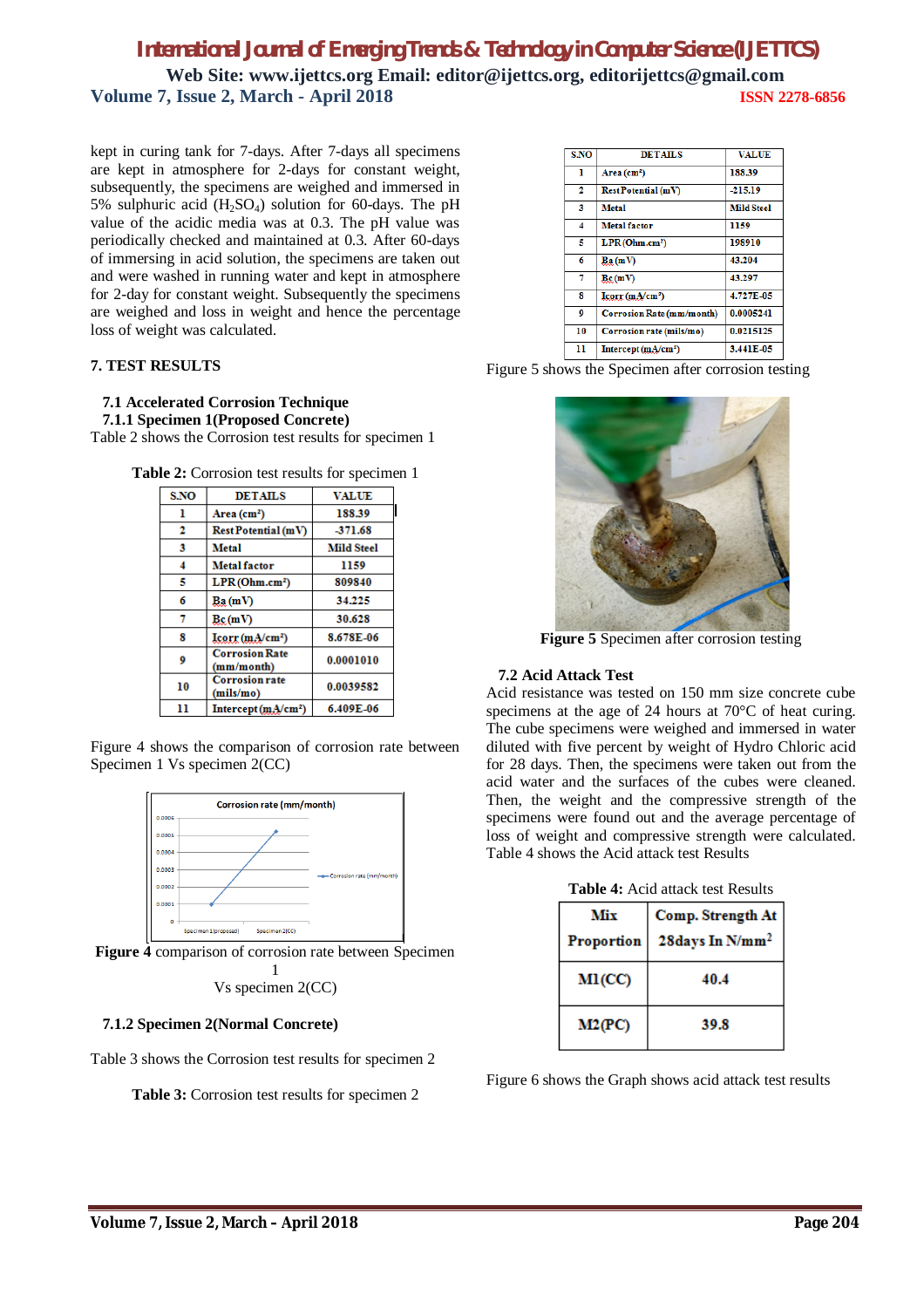kept in curing tank for 7-days. After 7-days all specimens are kept in atmosphere for 2-days for constant weight, subsequently, the specimens are weighed and immersed in 5% sulphuric acid ($H_2SO_4$) solution for 60-days. The pH value of the acidic media was at 0.3. The pH value was periodically checked and maintained at 0.3. After 60-days of immersing in acid solution, the specimens are taken out and were washed in running water and kept in atmosphere for 2-day for constant weight. Subsequently the specimens are weighed and loss in weight and hence the percentage loss of weight was calculated.

## 7. TEST RESULTS

### 7.1 Accelerated Corrosion Technique

### 7.1.1 Specimen 1(Proposed Concrete)

Table 2 shows the Corrosion test results for specimen 1

**Table 2:** Corrosion test results for specimen 1

| S.NO | DETAILS | VALUE |
|---|---|---|
| 1 | Area ($cm^2$) | 188.39 |
| 2 | Rest Potential (mV) | -371.68 |
| 3 | Metal | Mild Steel |
| 4 | Metal factor | 1159 |
| 5 | LPR ($Ohm.cm^2$) | 809840 |
| 6 | Ba (mV) | 34.225 |
| 7 | Bc (mV) | 30.628 |
| 8 | Icorr ($mA/cm^2$) | 8.678E-06 |
| 9 | Corrosion Rate (mm/month) | 0.0001010 |
| 10 | Corrosion rate (mils/mo) | 0.0039582 |
| 11 | Intercept ($mA/cm^2$) | 6.409E-06 |

Figure 4 shows the comparison of corrosion rate between Specimen 1 Vs specimen 2(CC)

Corrosion rate (mm/month)
0.0006
0.0005
0.0004
0.0003
0.0002
0.0001
0
Specimen 1(proposed)
Specimen 2(CC)
Corrosion rate (mm/month)

**Figure 4** comparison of corrosion rate between Specimen 1 Vs specimen 2(CC)

### 7.1.2 Specimen 2(Normal Concrete)

Table 3 shows the Corrosion test results for specimen 2

**Table 3:** Corrosion test results for specimen 2

| S.NO | DETAILS | VALUE |
|---|---|---|
| 1 | Area ($cm^2$) | 188.39 |
| 2 | Rest Potential (mV) | -215.19 |
| 3 | Metal | Mild Steel |
| 4 | Metal factor | 1159 |
| 5 | LPR ($Ohm.cm^2$) | 198910 |
| 6 | Ba (mV) | 43.204 |
| 7 | Bc (mV) | 43.297 |
| 8 | Icorr ($mA/cm^2$) | 4.727E-05 |
| 9 | Corrosion Rate (mm/month) | 0.0005241 |
| 10 | Corrosion rate (mils/mo) | 0.0215125 |
| 11 | Intercept ($mA/cm^2$) | 3.441E-05 |

Figure 5 shows the Specimen after corrosion testing

**Figure 5** Specimen after corrosion testing

### 7.2 Acid Attack Test

Acid resistance was tested on 150 mm size concrete cube specimens at the age of 24 hours at 70°C of heat curing. The cube specimens were weighed and immersed in water diluted with five percent by weight of Hydro Chloric acid for 28 days. Then, the specimens were taken out from the acid water and the surfaces of the cubes were cleaned. Then, the weight and the compressive strength of the specimens were found out and the average percentage of loss of weight and compressive strength were calculated. Table 4 shows the Acid attack test Results

**Table 4:** Acid attack test Results

| Mix Proportion | Comp. Strength At 28days In $N/mm^2$ |
|---|---|
| M1(CC) | 40.4 |
| M2(PC) | 39.8 |

Figure 6 shows the Graph shows acid attack test results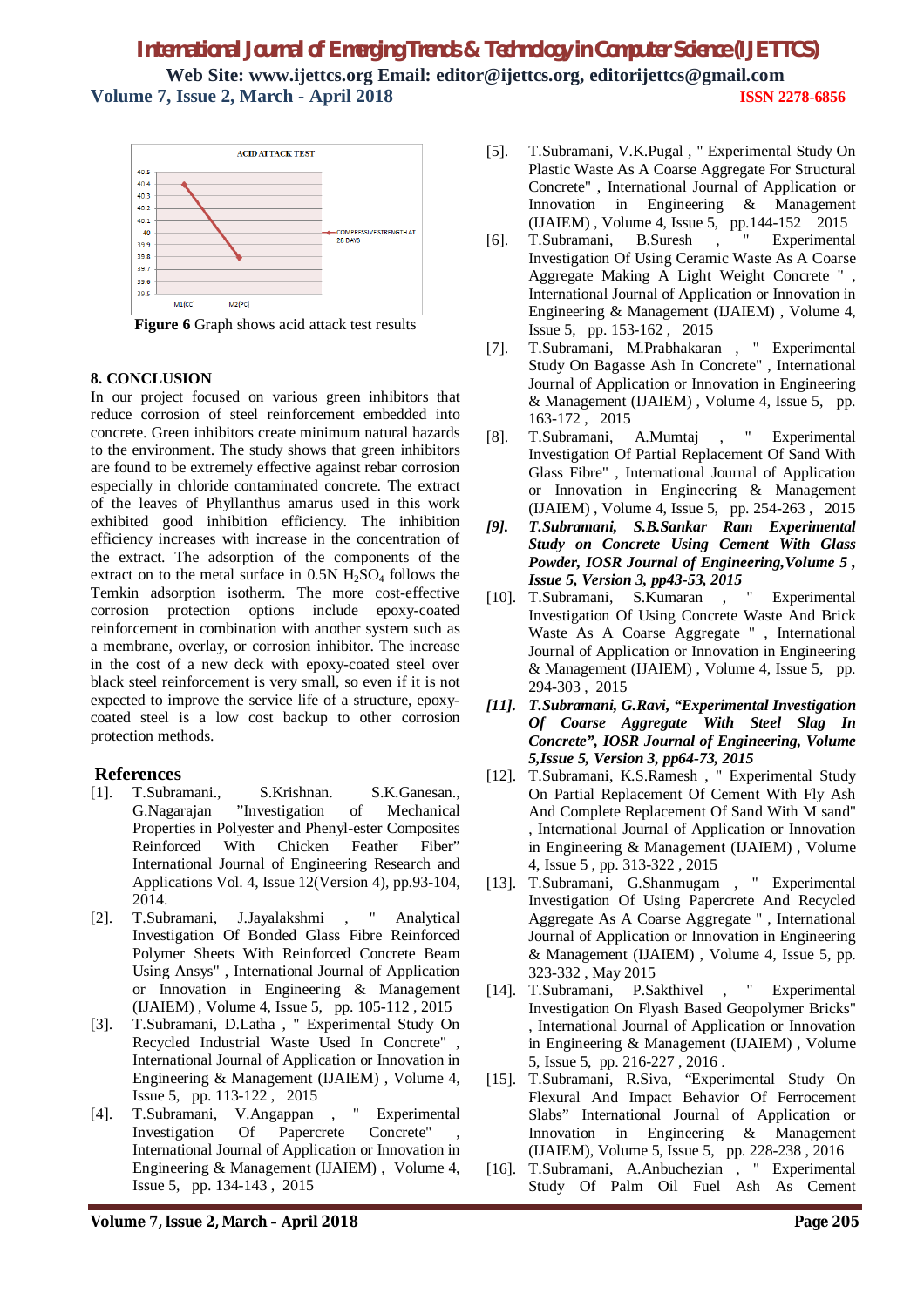ACID ATTACK TEST

40.5
40.4
40.3
40.2
40.1
40
39.9
39.8
39.7
39.6
39.5

M1(CC)
M2(PC)

COMPRESSIVE STRENGTH AT 28 DAYS

**Figure 6** Graph shows acid attack test results

### 8. CONCLUSION

In our project focused on various green inhibitors that reduce corrosion of steel reinforcement embedded into concrete. Green inhibitors create minimum natural hazards to the environment. The study shows that green inhibitors are found to be extremely effective against rebar corrosion especially in chloride contaminated concrete. The extract of the leaves of Phyllanthus amarus used in this work exhibited good inhibition efficiency. The inhibition efficiency increases with increase in the concentration of the extract. The adsorption of the components of the extract on to the metal surface in 0.5N $H_2SO_4$ follows the Temkin adsorption isotherm. The more cost-effective corrosion protection options include epoxy-coated reinforcement in combination with another system such as a membrane, overlay, or corrosion inhibitor. The increase in the cost of a new deck with epoxy-coated steel over black steel reinforcement is very small, so even if it is not expected to improve the service life of a structure, epoxy-coated steel is a low cost backup to other corrosion protection methods.

## References

[1]. T.Subramani., S.Krishnan. S.K.Ganesan., G.Nagarajan "Investigation of Mechanical Properties in Polyester and Phenyl-ester Composites Reinforced With Chicken Feather Fiber" International Journal of Engineering Research and Applications Vol. 4, Issue 12(Version 4), pp.93-104, 2014.

[2]. T.Subramani, J.Jayalakshmi , " Analytical Investigation Of Bonded Glass Fibre Reinforced Polymer Sheets With Reinforced Concrete Beam Using Ansys" , International Journal of Application or Innovation in Engineering & Management (IJAIEM) , Volume 4, Issue 5, pp. 105-112 , 2015

[3]. T.Subramani, D.Latha , " Experimental Study On Recycled Industrial Waste Used In Concrete" , International Journal of Application or Innovation in Engineering & Management (IJAIEM) , Volume 4, Issue 5, pp. 113-122 , 2015

[4]. T.Subramani, V.Angappan , " Experimental Investigation Of Papercrete Concrete" , International Journal of Application or Innovation in Engineering & Management (IJAIEM) , Volume 4, Issue 5, pp. 134-143 , 2015

[5]. T.Subramani, V.K.Pugal , " Experimental Study On Plastic Waste As A Coarse Aggregate For Structural Concrete" , International Journal of Application or Innovation in Engineering & Management (IJAIEM) , Volume 4, Issue 5, pp.144-152 2015

[6]. T.Subramani, B.Suresh , " Experimental Investigation Of Using Ceramic Waste As A Coarse Aggregate Making A Light Weight Concrete " , International Journal of Application or Innovation in Engineering & Management (IJAIEM) , Volume 4, Issue 5, pp. 153-162 , 2015

[7]. T.Subramani, M.Prabhakaran , " Experimental Study On Bagasse Ash In Concrete" , International Journal of Application or Innovation in Engineering & Management (IJAIEM) , Volume 4, Issue 5, pp. 163-172 , 2015

[8]. T.Subramani, A.Mumtaj , " Experimental Investigation Of Partial Replacement Of Sand With Glass Fibre" , International Journal of Application or Innovation in Engineering & Management (IJAIEM) , Volume 4, Issue 5, pp. 254-263 , 2015

***[9]. T.Subramani, S.B.Sankar Ram Experimental Study on Concrete Using Cement With Glass Powder, IOSR Journal of Engineering,Volume 5 , Issue 5, Version 3, pp43-53, 2015***

[10]. T.Subramani, S.Kumaran , " Experimental Investigation Of Using Concrete Waste And Brick Waste As A Coarse Aggregate " , International Journal of Application or Innovation in Engineering & Management (IJAIEM) , Volume 4, Issue 5, pp. 294-303 , 2015

***[11]. T.Subramani, G.Ravi, "Experimental Investigation Of Coarse Aggregate With Steel Slag In Concrete", IOSR Journal of Engineering, Volume 5,Issue 5, Version 3, pp64-73, 2015***

[12]. T.Subramani, K.S.Ramesh , " Experimental Study On Partial Replacement Of Cement With Fly Ash And Complete Replacement Of Sand With M sand" , International Journal of Application or Innovation in Engineering & Management (IJAIEM) , Volume 4, Issue 5 , pp. 313-322 , 2015

[13]. T.Subramani, G.Shanmugam , " Experimental Investigation Of Using Papercrete And Recycled Aggregate As A Coarse Aggregate " , International Journal of Application or Innovation in Engineering & Management (IJAIEM) , Volume 4, Issue 5, pp. 323-332 , May 2015

[14]. T.Subramani, P.Sakthivel , " Experimental Investigation On Flyash Based Geopolymer Bricks" , International Journal of Application or Innovation in Engineering & Management (IJAIEM) , Volume 5, Issue 5, pp. 216-227 , 2016 .

[15]. T.Subramani, R.Siva, "Experimental Study On Flexural And Impact Behavior Of Ferrocement Slabs" International Journal of Application or Innovation in Engineering & Management (IJAIEM), Volume 5, Issue 5, pp. 228-238 , 2016

[16]. T.Subramani, A.Anbuchezian , " Experimental Study Of Palm Oil Fuel Ash As Cement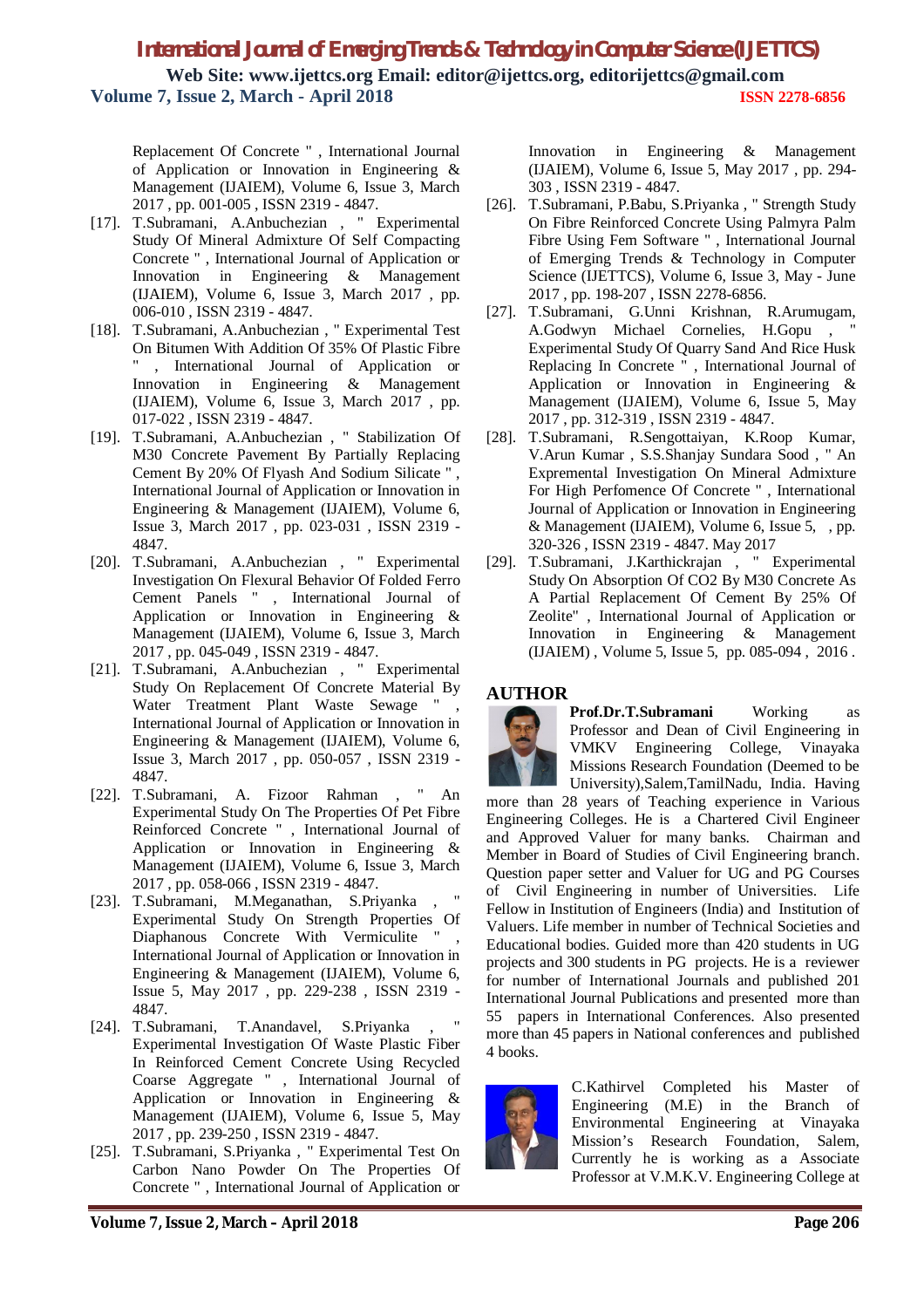Replacement Of Concrete " , International Journal of Application or Innovation in Engineering & Management (IJAIEM), Volume 6, Issue 3, March 2017 , pp. 001-005 , ISSN 2319 - 4847.

[17]. T.Subramani, A.Anbuchezian , " Experimental Study Of Mineral Admixture Of Self Compacting Concrete " , International Journal of Application or Innovation in Engineering & Management (IJAIEM), Volume 6, Issue 3, March 2017 , pp. 006-010 , ISSN 2319 - 4847.

[18]. T.Subramani, A.Anbuchezian , " Experimental Test On Bitumen With Addition Of 35% Of Plastic Fibre " , International Journal of Application or Innovation in Engineering & Management (IJAIEM), Volume 6, Issue 3, March 2017 , pp. 017-022 , ISSN 2319 - 4847.

[19]. T.Subramani, A.Anbuchezian , " Stabilization Of M30 Concrete Pavement By Partially Replacing Cement By 20% Of Flyash And Sodium Silicate " , International Journal of Application or Innovation in Engineering & Management (IJAIEM), Volume 6, Issue 3, March 2017 , pp. 023-031 , ISSN 2319 - 4847.

[20]. T.Subramani, A.Anbuchezian , " Experimental Investigation On Flexural Behavior Of Folded Ferro Cement Panels " , International Journal of Application or Innovation in Engineering & Management (IJAIEM), Volume 6, Issue 3, March 2017 , pp. 045-049 , ISSN 2319 - 4847.

[21]. T.Subramani, A.Anbuchezian , " Experimental Study On Replacement Of Concrete Material By Water Treatment Plant Waste Sewage " , International Journal of Application or Innovation in Engineering & Management (IJAIEM), Volume 6, Issue 3, March 2017 , pp. 050-057 , ISSN 2319 - 4847.

[22]. T.Subramani, A. Fizoor Rahman , " An Experimental Study On The Properties Of Pet Fibre Reinforced Concrete " , International Journal of Application or Innovation in Engineering & Management (IJAIEM), Volume 6, Issue 3, March 2017 , pp. 058-066 , ISSN 2319 - 4847.

[23]. T.Subramani, M.Meganathan, S.Priyanka , " Experimental Study On Strength Properties Of Diaphanous Concrete With Vermiculite " , International Journal of Application or Innovation in Engineering & Management (IJAIEM), Volume 6, Issue 5, May 2017 , pp. 229-238 , ISSN 2319 - 4847.

[24]. T.Subramani, T.Anandavel, S.Priyanka , " Experimental Investigation Of Waste Plastic Fiber In Reinforced Cement Concrete Using Recycled Coarse Aggregate " , International Journal of Application or Innovation in Engineering & Management (IJAIEM), Volume 6, Issue 5, May 2017 , pp. 239-250 , ISSN 2319 - 4847.

[25]. T.Subramani, S.Priyanka , " Experimental Test On Carbon Nano Powder On The Properties Of Concrete " , International Journal of Application or Innovation in Engineering & Management (IJAIEM), Volume 6, Issue 5, May 2017 , pp. 294-303 , ISSN 2319 - 4847.

[26]. T.Subramani, P.Babu, S.Priyanka , " Strength Study On Fibre Reinforced Concrete Using Palmyra Palm Fibre Using Fem Software " , International Journal of Emerging Trends & Technology in Computer Science (IJETTCS), Volume 6, Issue 3, May - June 2017 , pp. 198-207 , ISSN 2278-6856.

[27]. T.Subramani, G.Unni Krishnan, R.Arumugam, A.Godwyn Michael Cornelies, H.Gopu , " Experimental Study Of Quarry Sand And Rice Husk Replacing In Concrete " , International Journal of Application or Innovation in Engineering & Management (IJAIEM), Volume 6, Issue 5, May 2017 , pp. 312-319 , ISSN 2319 - 4847.

[28]. T.Subramani, R.Sengottaiyan, K.Roop Kumar, V.Arun Kumar , S.S.Shanjay Sundara Sood , " An Exprementall Investigation On Mineral Admixture For High Perfomence Of Concrete " , International Journal of Application or Innovation in Engineering & Management (IJAIEM), Volume 6, Issue 5, , pp. 320-326 , ISSN 2319 - 4847. May 2017

[29]. T.Subramani, J.Karthickrajan , " Experimental Study On Absorption Of CO2 By M30 Concrete As A Partial Replacement Of Cement By 25% Of Zeolite" , International Journal of Application or Innovation in Engineering & Management (IJAIEM) , Volume 5, Issue 5, pp. 085-094 , 2016 .

## AUTHOR

**Prof.Dr.T.Subramani** Working as Professor and Dean of Civil Engineering in VMKV Engineering College, Vinayaka Missions Research Foundation (Deemed to be University),Salem,TamilNadu, India. Having more than 28 years of Teaching experience in Various Engineering Colleges. He is a Chartered Civil Engineer and Approved Valuer for many banks. Chairman and Member in Board of Studies of Civil Engineering branch. Question paper setter and Valuer for UG and PG Courses of Civil Engineering in number of Universities. Life Fellow in Institution of Engineers (India) and Institution of Valuers. Life member in number of Technical Societies and Educational bodies. Guided more than 420 students in UG projects and 300 students in PG projects. He is a reviewer for number of International Journals and published 201 International Journal Publications and presented more than 55 papers in International Conferences. Also presented more than 45 papers in National conferences and published 4 books.

C.Kathirvel Completed his Master of Engineering (M.E) in the Branch of Environmental Engineering at Vinayaka Mission's Research Foundation, Salem, Currently he is working as a Associate Professor at V.M.K.V. Engineering College at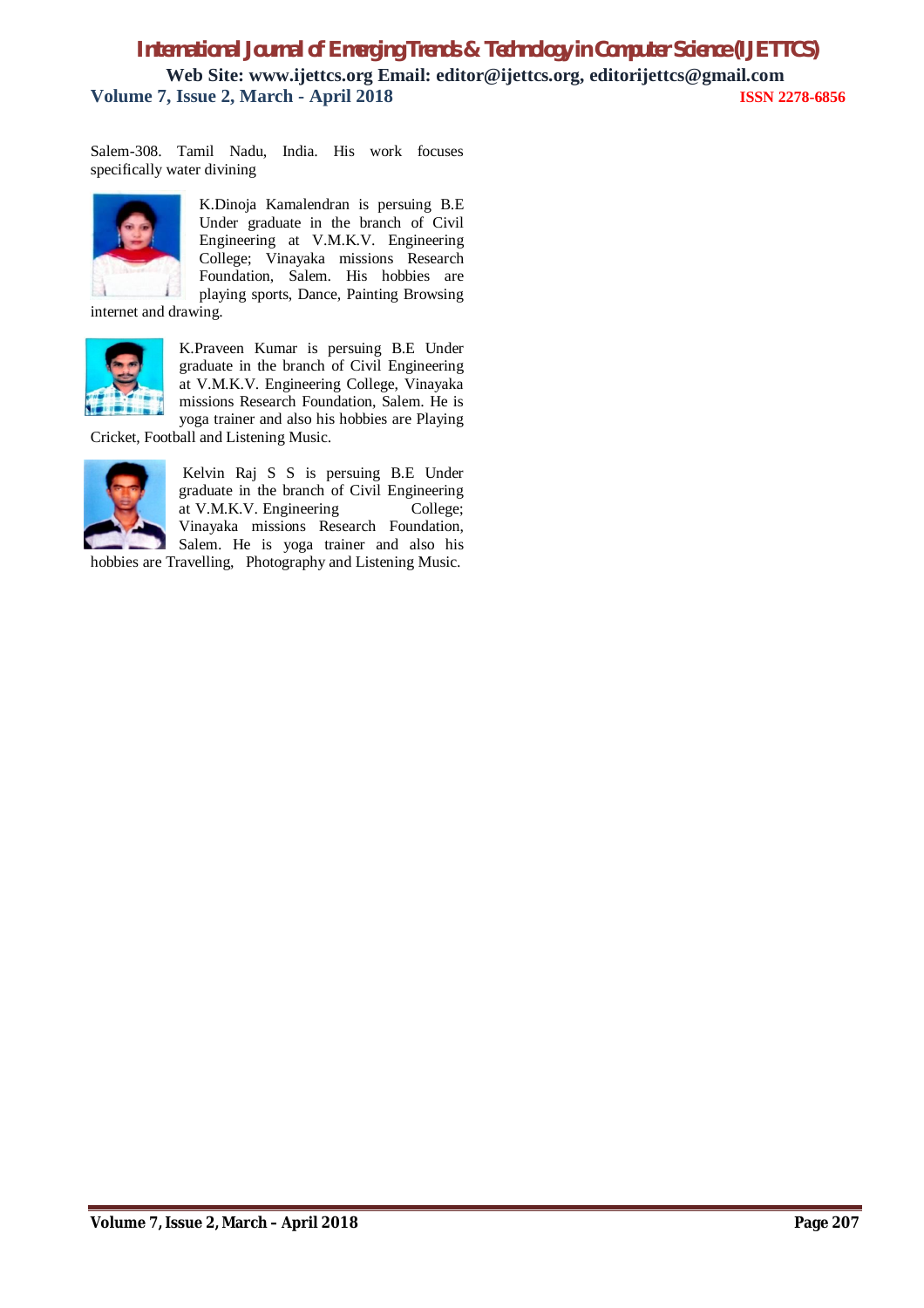Salem-308. Tamil Nadu, India. His work focuses specifically water divining

K.Dinoja Kamalendran is persuing B.E Under graduate in the branch of Civil Engineering at V.M.K.V. Engineering College; Vinayaka missions Research Foundation, Salem. His hobbies are playing sports, Dance, Painting Browsing internet and drawing.

K.Praveen Kumar is persuing B.E Under graduate in the branch of Civil Engineering at V.M.K.V. Engineering College, Vinayaka missions Research Foundation, Salem. He is yoga trainer and also his hobbies are Playing Cricket, Football and Listening Music.

Kelvin Raj S S is persuing B.E Under graduate in the branch of Civil Engineering at V.M.K.V. Engineering College; Vinayaka missions Research Foundation, Salem. He is yoga trainer and also his hobbies are Travelling, Photography and Listening Music.